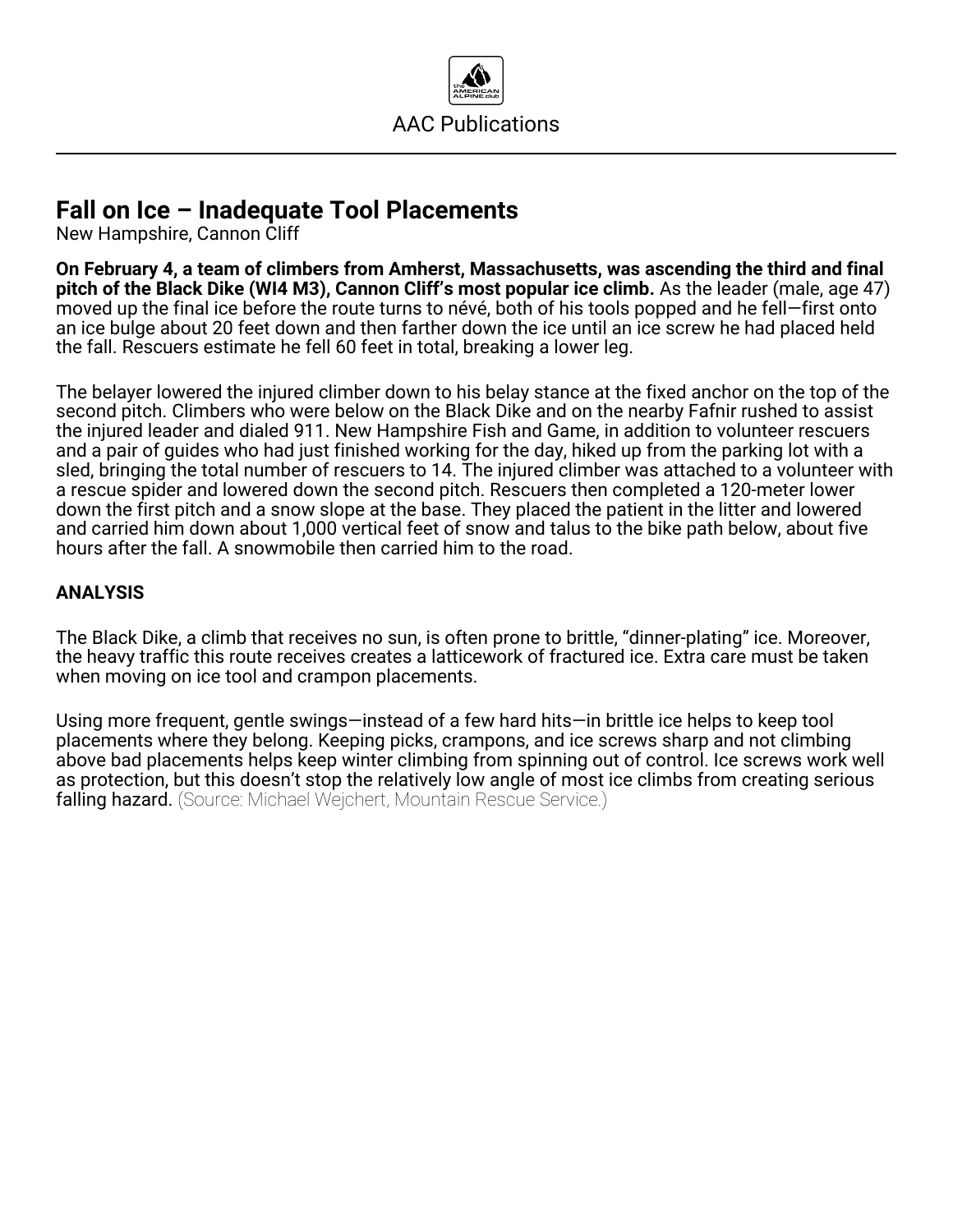# Fall on Ice – Inadequate Tool Placements

New Hampshire, Cannon Cliff

**On February 4, a team of climbers from Amherst, Massachusetts, was ascending the third and final pitch of the Black Dike (WI4 M3), Cannon Cliff's most popular ice climb.** As the leader (male, age 47) moved up the final ice before the route turns to névé, both of his tools popped and he fell—first onto an ice bulge about 20 feet down and then farther down the ice until an ice screw he had placed held the fall. Rescuers estimate he fell 60 feet in total, breaking a lower leg.

The belayer lowered the injured climber down to his belay stance at the fixed anchor on the top of the second pitch. Climbers who were below on the Black Dike and on the nearby Fafnir rushed to assist the injured leader and dialed 911. New Hampshire Fish and Game, in addition to volunteer rescuers and a pair of guides who had just finished working for the day, hiked up from the parking lot with a sled, bringing the total number of rescuers to 14. The injured climber was attached to a volunteer with a rescue spider and lowered down the second pitch. Rescuers then completed a 120-meter lower down the first pitch and a snow slope at the base. They placed the patient in the litter and lowered and carried him down about 1,000 vertical feet of snow and talus to the bike path below, about five hours after the fall. A snowmobile then carried him to the road.

## ANALYSIS

The Black Dike, a climb that receives no sun, is often prone to brittle, "dinner-plating" ice. Moreover, the heavy traffic this route receives creates a latticework of fractured ice. Extra care must be taken when moving on ice tool and crampon placements.

Using more frequent, gentle swings—instead of a few hard hits—in brittle ice helps to keep tool placements where they belong. Keeping picks, crampons, and ice screws sharp and not climbing above bad placements helps keep winter climbing from spinning out of control. Ice screws work well as protection, but this doesn't stop the relatively low angle of most ice climbs from creating serious falling hazard. (Source: Michael Wejchert, Mountain Rescue Service.)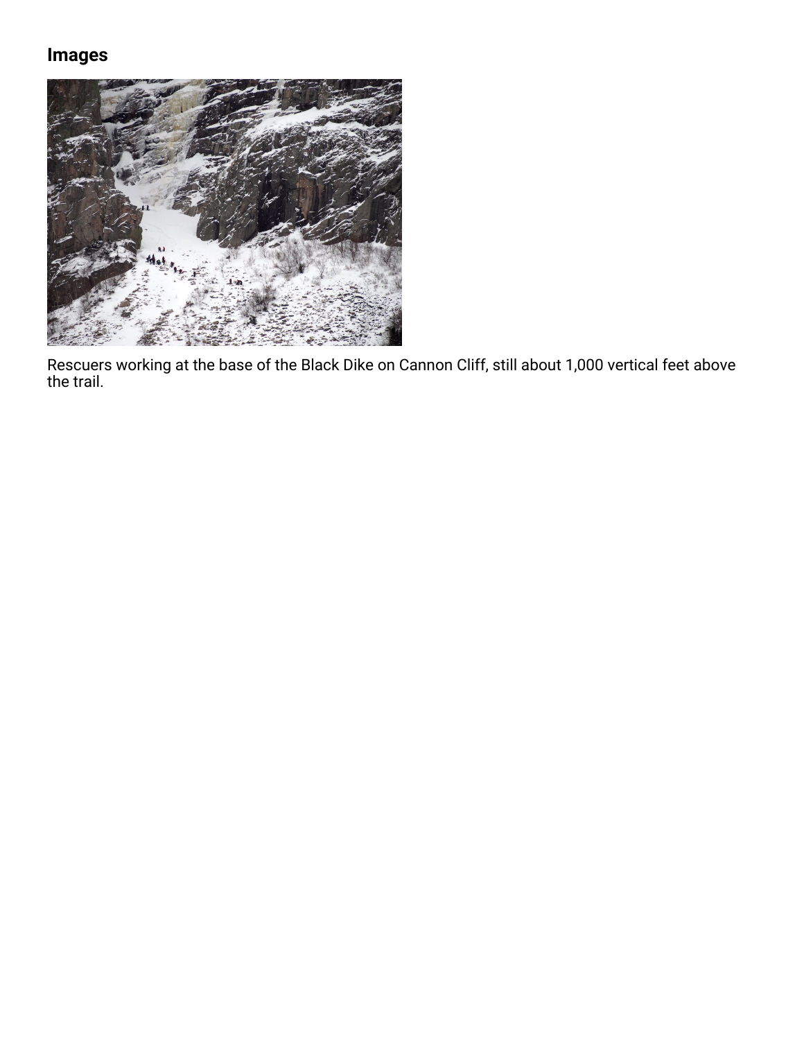## Images

Rescuers working at the base of the Black Dike on Cannon Cliff, still about 1,000 vertical feet above the trail.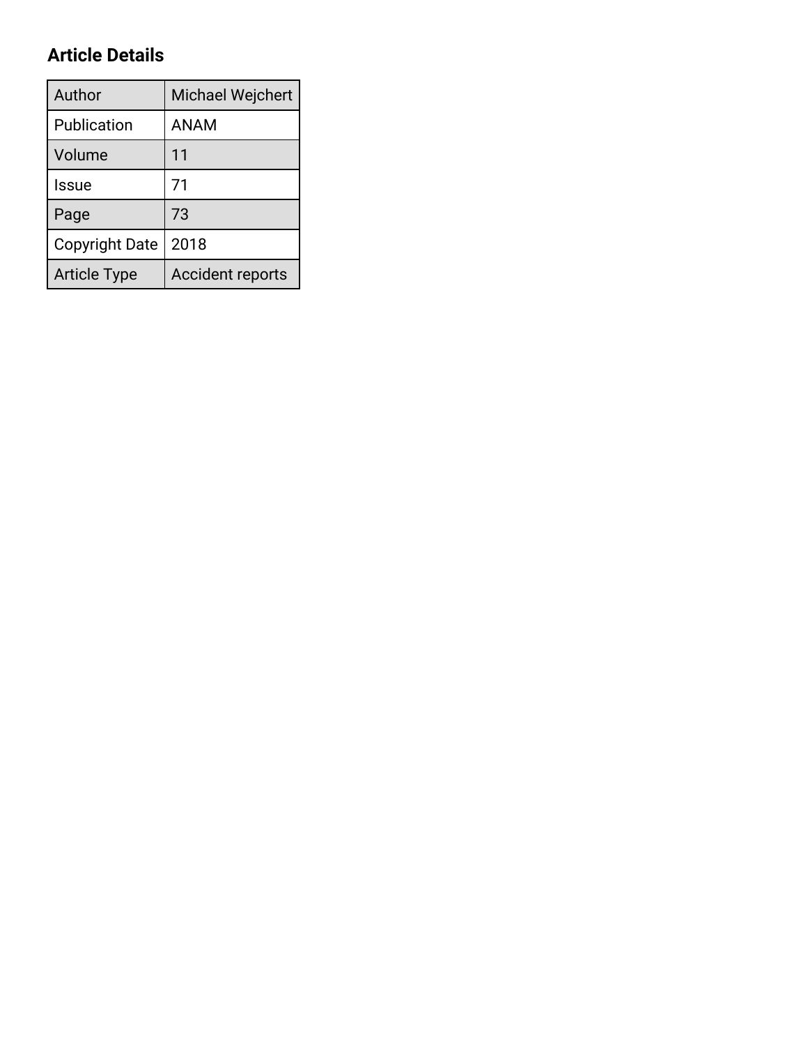## Article Details

| | |
|---|---|
| Author | Michael Wejchert |
| Publication | ANAM |
| Volume | 11 |
| Issue | 71 |
| Page | 73 |
| Copyright Date | 2018 |
| Article Type | Accident reports |